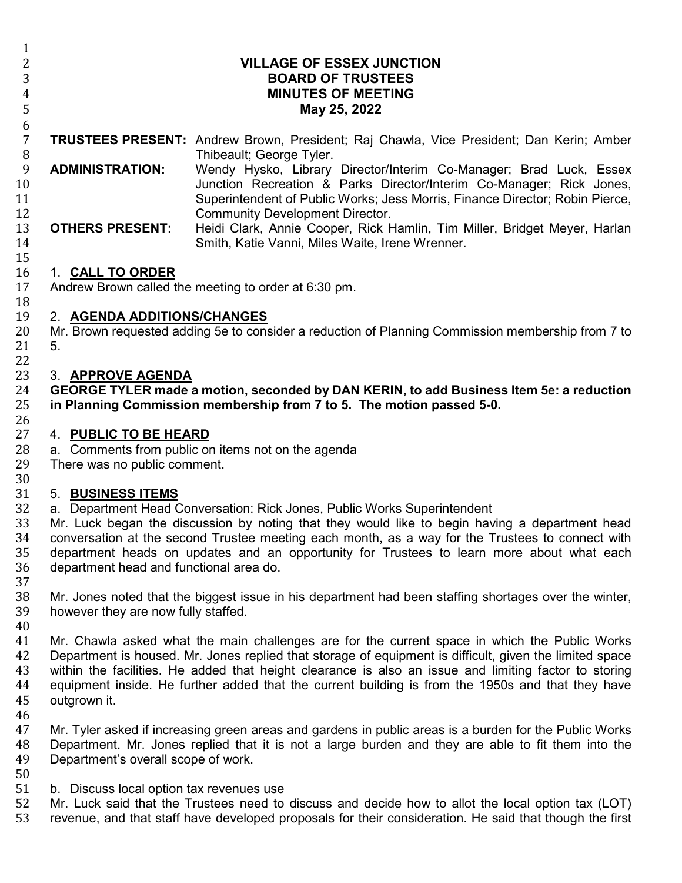# VILLAGE OF ESSEX JUNCTION
# BOARD OF TRUSTEES
# MINUTES OF MEETING
# May 25, 2022

**TRUSTEES PRESENT:** Andrew Brown, President; Raj Chawla, Vice President; Dan Kerin; Amber Thibeault; George Tyler.

**ADMINISTRATION:** Wendy Hysko, Library Director/Interim Co-Manager; Brad Luck, Essex Junction Recreation & Parks Director/Interim Co-Manager; Rick Jones, Superintendent of Public Works; Jess Morris, Finance Director; Robin Pierce, Community Development Director.

**OTHERS PRESENT:** Heidi Clark, Annie Cooper, Rick Hamlin, Tim Miller, Bridget Meyer, Harlan Smith, Katie Vanni, Miles Waite, Irene Wrenner.

## 1. CALL TO ORDER

Andrew Brown called the meeting to order at 6:30 pm.

## 2. AGENDA ADDITIONS/CHANGES

Mr. Brown requested adding 5e to consider a reduction of Planning Commission membership from 7 to 5.

## 3. APPROVE AGENDA

**GEORGE TYLER made a motion, seconded by DAN KERIN, to add Business Item 5e: a reduction in Planning Commission membership from 7 to 5. The motion passed 5-0.**

## 4. PUBLIC TO BE HEARD

a. Comments from public on items not on the agenda

There was no public comment.

## 5. BUSINESS ITEMS

a. Department Head Conversation: Rick Jones, Public Works Superintendent

Mr. Luck began the discussion by noting that they would like to begin having a department head conversation at the second Trustee meeting each month, as a way for the Trustees to connect with department heads on updates and an opportunity for Trustees to learn more about what each department head and functional area do.

Mr. Jones noted that the biggest issue in his department had been staffing shortages over the winter, however they are now fully staffed.

Mr. Chawla asked what the main challenges are for the current space in which the Public Works Department is housed. Mr. Jones replied that storage of equipment is difficult, given the limited space within the facilities. He added that height clearance is also an issue and limiting factor to storing equipment inside. He further added that the current building is from the 1950s and that they have outgrown it.

Mr. Tyler asked if increasing green areas and gardens in public areas is a burden for the Public Works Department. Mr. Jones replied that it is not a large burden and they are able to fit them into the Department's overall scope of work.

b. Discuss local option tax revenues use

Mr. Luck said that the Trustees need to discuss and decide how to allot the local option tax (LOT) revenue, and that staff have developed proposals for their consideration. He said that though the first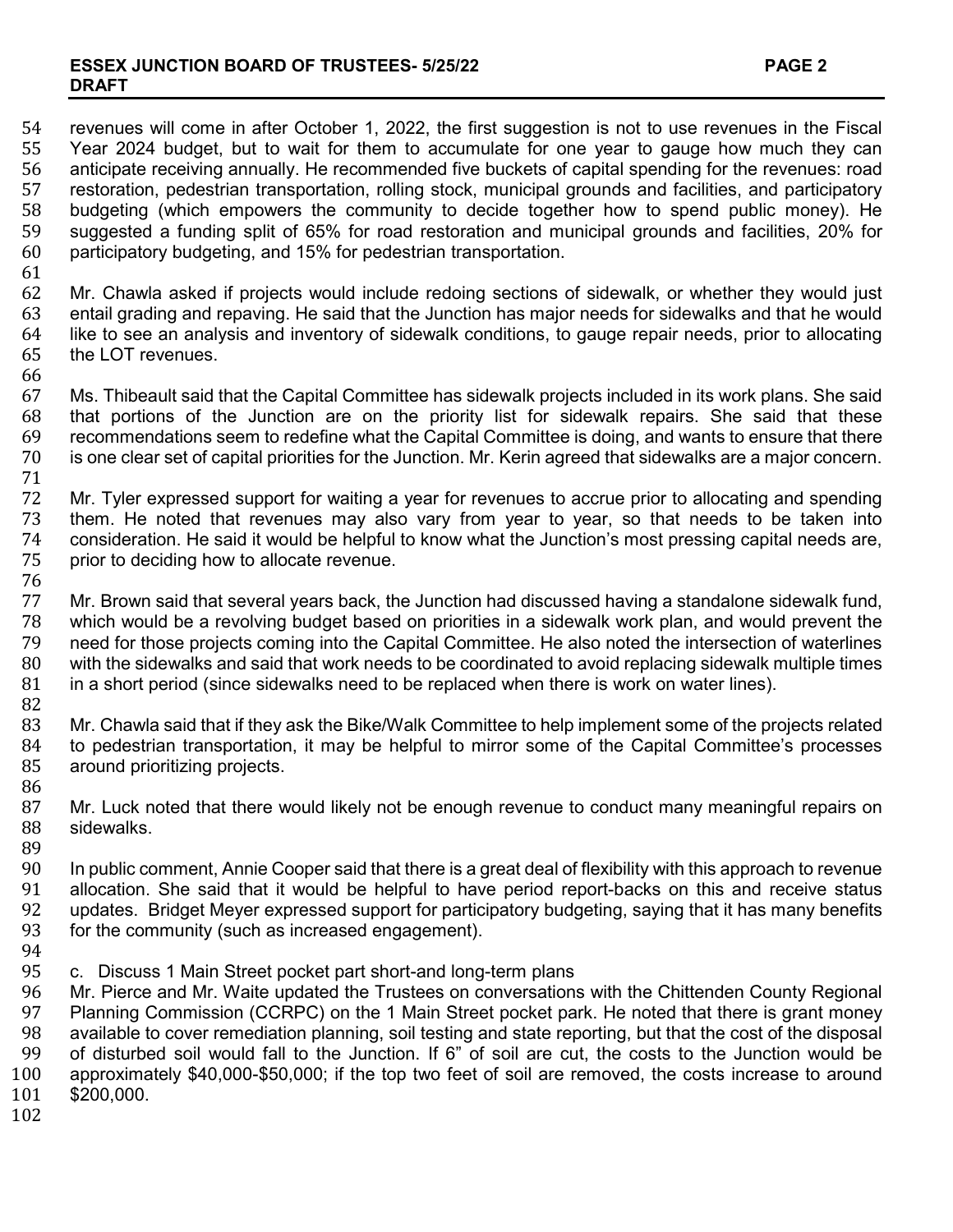revenues will come in after October 1, 2022, the first suggestion is not to use revenues in the Fiscal Year 2024 budget, but to wait for them to accumulate for one year to gauge how much they can anticipate receiving annually. He recommended five buckets of capital spending for the revenues: road restoration, pedestrian transportation, rolling stock, municipal grounds and facilities, and participatory budgeting (which empowers the community to decide together how to spend public money). He suggested a funding split of 65% for road restoration and municipal grounds and facilities, 20% for participatory budgeting, and 15% for pedestrian transportation.

Mr. Chawla asked if projects would include redoing sections of sidewalk, or whether they would just entail grading and repaving. He said that the Junction has major needs for sidewalks and that he would like to see an analysis and inventory of sidewalk conditions, to gauge repair needs, prior to allocating the LOT revenues.

Ms. Thibeault said that the Capital Committee has sidewalk projects included in its work plans. She said that portions of the Junction are on the priority list for sidewalk repairs. She said that these recommendations seem to redefine what the Capital Committee is doing, and wants to ensure that there is one clear set of capital priorities for the Junction. Mr. Kerin agreed that sidewalks are a major concern.

Mr. Tyler expressed support for waiting a year for revenues to accrue prior to allocating and spending them. He noted that revenues may also vary from year to year, so that needs to be taken into consideration. He said it would be helpful to know what the Junction's most pressing capital needs are, prior to deciding how to allocate revenue.

Mr. Brown said that several years back, the Junction had discussed having a standalone sidewalk fund, which would be a revolving budget based on priorities in a sidewalk work plan, and would prevent the need for those projects coming into the Capital Committee. He also noted the intersection of waterlines with the sidewalks and said that work needs to be coordinated to avoid replacing sidewalk multiple times in a short period (since sidewalks need to be replaced when there is work on water lines).

Mr. Chawla said that if they ask the Bike/Walk Committee to help implement some of the projects related to pedestrian transportation, it may be helpful to mirror some of the Capital Committee's processes around prioritizing projects.

Mr. Luck noted that there would likely not be enough revenue to conduct many meaningful repairs on sidewalks.

In public comment, Annie Cooper said that there is a great deal of flexibility with this approach to revenue allocation. She said that it would be helpful to have period report-backs on this and receive status updates. Bridget Meyer expressed support for participatory budgeting, saying that it has many benefits for the community (such as increased engagement).

c. Discuss 1 Main Street pocket part short-and long-term plans

Mr. Pierce and Mr. Waite updated the Trustees on conversations with the Chittenden County Regional Planning Commission (CCRPC) on the 1 Main Street pocket park. He noted that there is grant money available to cover remediation planning, soil testing and state reporting, but that the cost of the disposal of disturbed soil would fall to the Junction. If 6" of soil are cut, the costs to the Junction would be approximately \$40,000-\$50,000; if the top two feet of soil are removed, the costs increase to around \$200,000.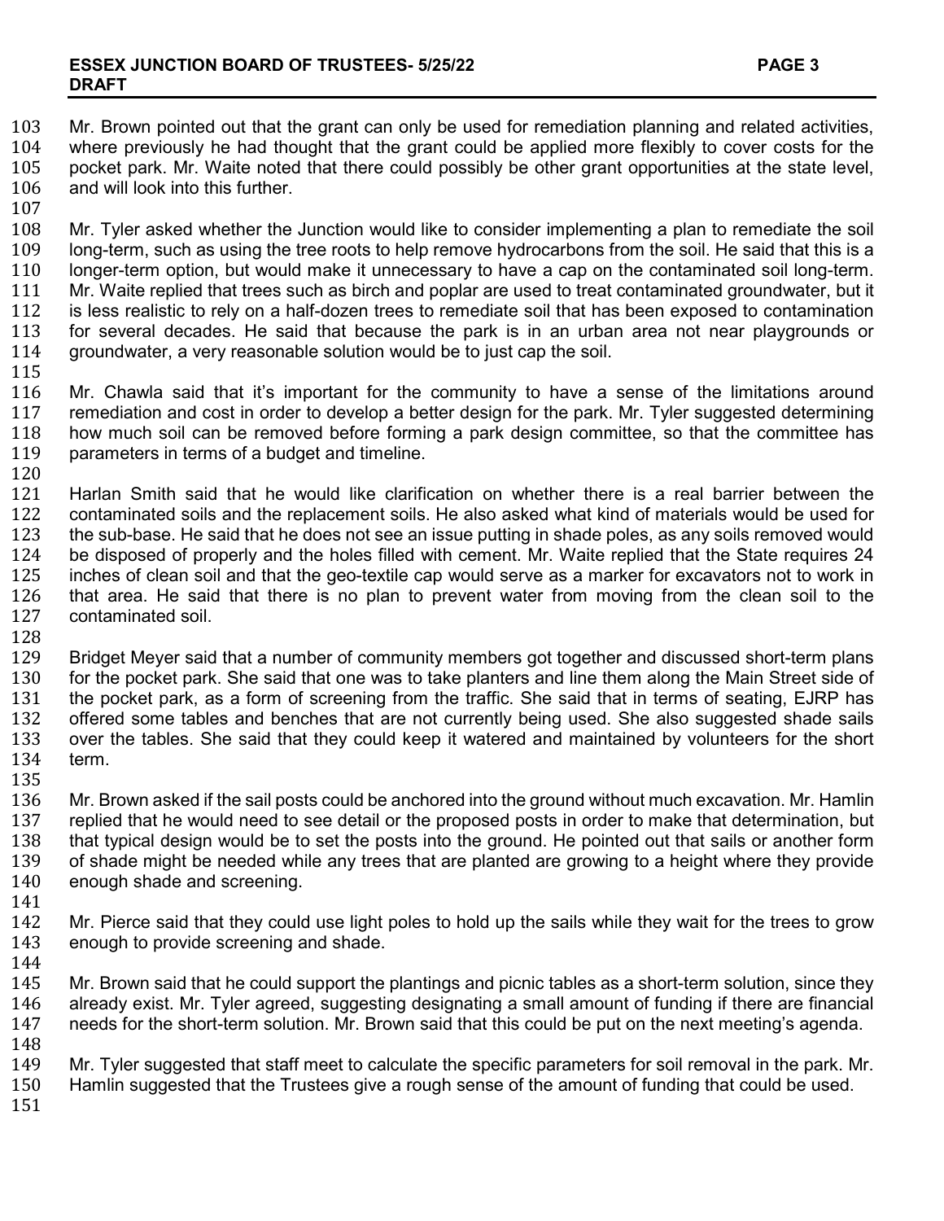Mr. Brown pointed out that the grant can only be used for remediation planning and related activities, where previously he had thought that the grant could be applied more flexibly to cover costs for the pocket park. Mr. Waite noted that there could possibly be other grant opportunities at the state level, and will look into this further.

Mr. Tyler asked whether the Junction would like to consider implementing a plan to remediate the soil long-term, such as using the tree roots to help remove hydrocarbons from the soil. He said that this is a longer-term option, but would make it unnecessary to have a cap on the contaminated soil long-term. Mr. Waite replied that trees such as birch and poplar are used to treat contaminated groundwater, but it is less realistic to rely on a half-dozen trees to remediate soil that has been exposed to contamination for several decades. He said that because the park is in an urban area not near playgrounds or groundwater, a very reasonable solution would be to just cap the soil.

Mr. Chawla said that it's important for the community to have a sense of the limitations around remediation and cost in order to develop a better design for the park. Mr. Tyler suggested determining how much soil can be removed before forming a park design committee, so that the committee has parameters in terms of a budget and timeline.

Harlan Smith said that he would like clarification on whether there is a real barrier between the contaminated soils and the replacement soils. He also asked what kind of materials would be used for the sub-base. He said that he does not see an issue putting in shade poles, as any soils removed would be disposed of properly and the holes filled with cement. Mr. Waite replied that the State requires 24 inches of clean soil and that the geo-textile cap would serve as a marker for excavators not to work in that area. He said that there is no plan to prevent water from moving from the clean soil to the contaminated soil.

Bridget Meyer said that a number of community members got together and discussed short-term plans for the pocket park. She said that one was to take planters and line them along the Main Street side of the pocket park, as a form of screening from the traffic. She said that in terms of seating, EJRP has offered some tables and benches that are not currently being used. She also suggested shade sails over the tables. She said that they could keep it watered and maintained by volunteers for the short term.

Mr. Brown asked if the sail posts could be anchored into the ground without much excavation. Mr. Hamlin replied that he would need to see detail or the proposed posts in order to make that determination, but that typical design would be to set the posts into the ground. He pointed out that sails or another form of shade might be needed while any trees that are planted are growing to a height where they provide enough shade and screening.

Mr. Pierce said that they could use light poles to hold up the sails while they wait for the trees to grow enough to provide screening and shade.

Mr. Brown said that he could support the plantings and picnic tables as a short-term solution, since they already exist. Mr. Tyler agreed, suggesting designating a small amount of funding if there are financial needs for the short-term solution. Mr. Brown said that this could be put on the next meeting's agenda.

Mr. Tyler suggested that staff meet to calculate the specific parameters for soil removal in the park. Mr. Hamlin suggested that the Trustees give a rough sense of the amount of funding that could be used.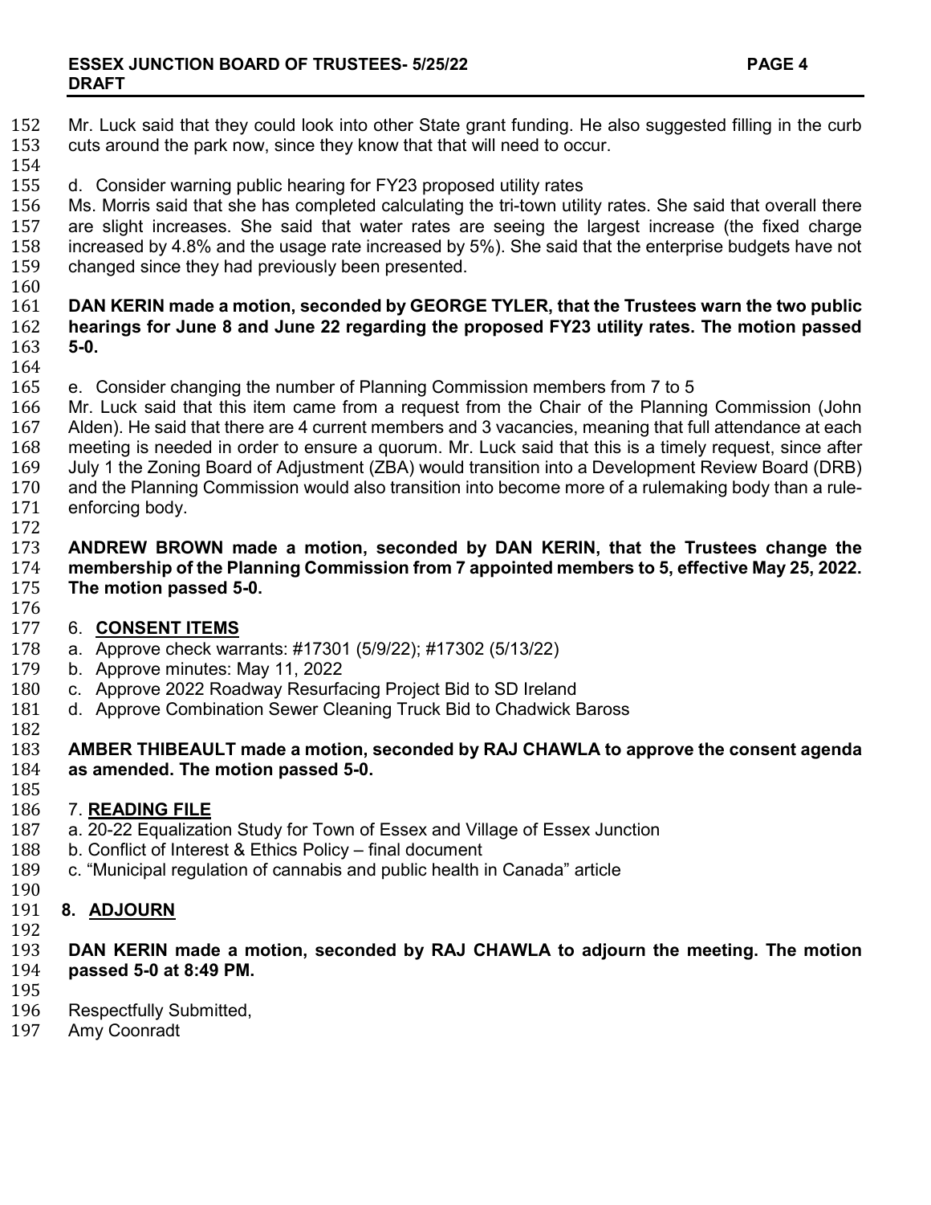Mr. Luck said that they could look into other State grant funding. He also suggested filling in the curb cuts around the park now, since they know that that will need to occur.

d. Consider warning public hearing for FY23 proposed utility rates

Ms. Morris said that she has completed calculating the tri-town utility rates. She said that overall there are slight increases. She said that water rates are seeing the largest increase (the fixed charge increased by 4.8% and the usage rate increased by 5%). She said that the enterprise budgets have not changed since they had previously been presented.

**DAN KERIN made a motion, seconded by GEORGE TYLER, that the Trustees warn the two public hearings for June 8 and June 22 regarding the proposed FY23 utility rates. The motion passed 5-0.**

e. Consider changing the number of Planning Commission members from 7 to 5

Mr. Luck said that this item came from a request from the Chair of the Planning Commission (John Alden). He said that there are 4 current members and 3 vacancies, meaning that full attendance at each meeting is needed in order to ensure a quorum. Mr. Luck said that this is a timely request, since after July 1 the Zoning Board of Adjustment (ZBA) would transition into a Development Review Board (DRB) and the Planning Commission would also transition into become more of a rulemaking body than a rule-enforcing body.

**ANDREW BROWN made a motion, seconded by DAN KERIN, that the Trustees change the membership of the Planning Commission from 7 appointed members to 5, effective May 25, 2022. The motion passed 5-0.**

## 6. CONSENT ITEMS

a. Approve check warrants: #17301 (5/9/22); #17302 (5/13/22)
b. Approve minutes: May 11, 2022
c. Approve 2022 Roadway Resurfacing Project Bid to SD Ireland
d. Approve Combination Sewer Cleaning Truck Bid to Chadwick Baross

**AMBER THIBEAULT made a motion, seconded by RAJ CHAWLA to approve the consent agenda as amended. The motion passed 5-0.**

## 7. READING FILE

a. 20-22 Equalization Study for Town of Essex and Village of Essex Junction
b. Conflict of Interest & Ethics Policy – final document
c. "Municipal regulation of cannabis and public health in Canada" article

## 8. ADJOURN

**DAN KERIN made a motion, seconded by RAJ CHAWLA to adjourn the meeting. The motion passed 5-0 at 8:49 PM.**

Respectfully Submitted,
Amy Coonradt